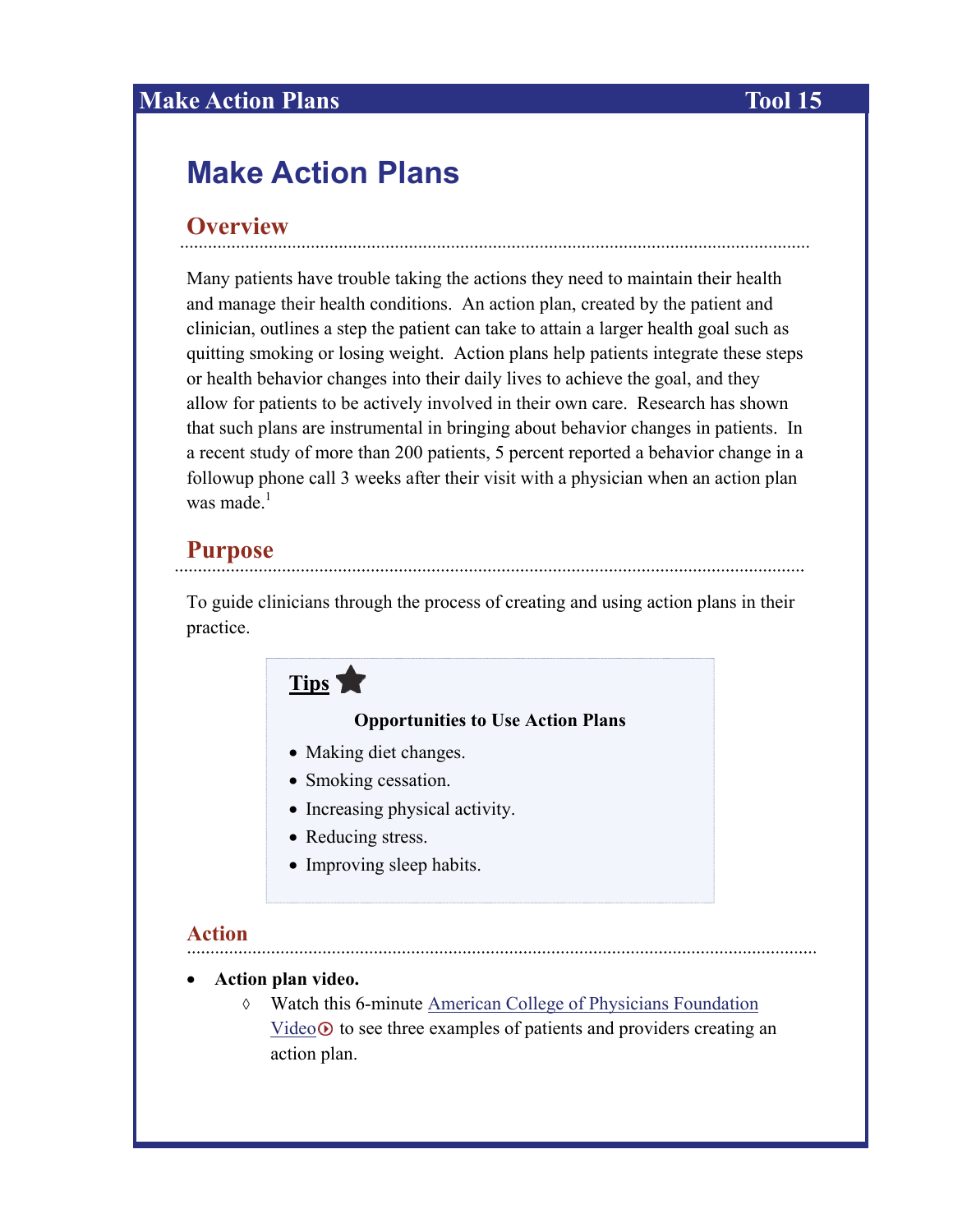# Make Action Plans

## Overview

Many patients have trouble taking the actions they need to maintain their health and manage their health conditions. An action plan, created by the patient and clinician, outlines a step the patient can take to attain a larger health goal such as quitting smoking or losing weight. Action plans help patients integrate these steps or health behavior changes into their daily lives to achieve the goal, and they allow for patients to be actively involved in their own care. Research has shown that such plans are instrumental in bringing about behavior changes in patients. In a recent study of more than 200 patients, 5 percent reported a behavior change in a followup phone call 3 weeks after their visit with a physician when an action plan was made.[1]

## Purpose

To guide clinicians through the process of creating and using action plans in their practice.

> **Tips**
>
> **Opportunities to Use Action Plans**
>
> - Making diet changes.
> - Smoking cessation.
> - Increasing physical activity.
> - Reducing stress.
> - Improving sleep habits.

## Action

- **Action plan video.**
  - Watch this 6-minute American College of Physicians Foundation Video to see three examples of patients and providers creating an action plan.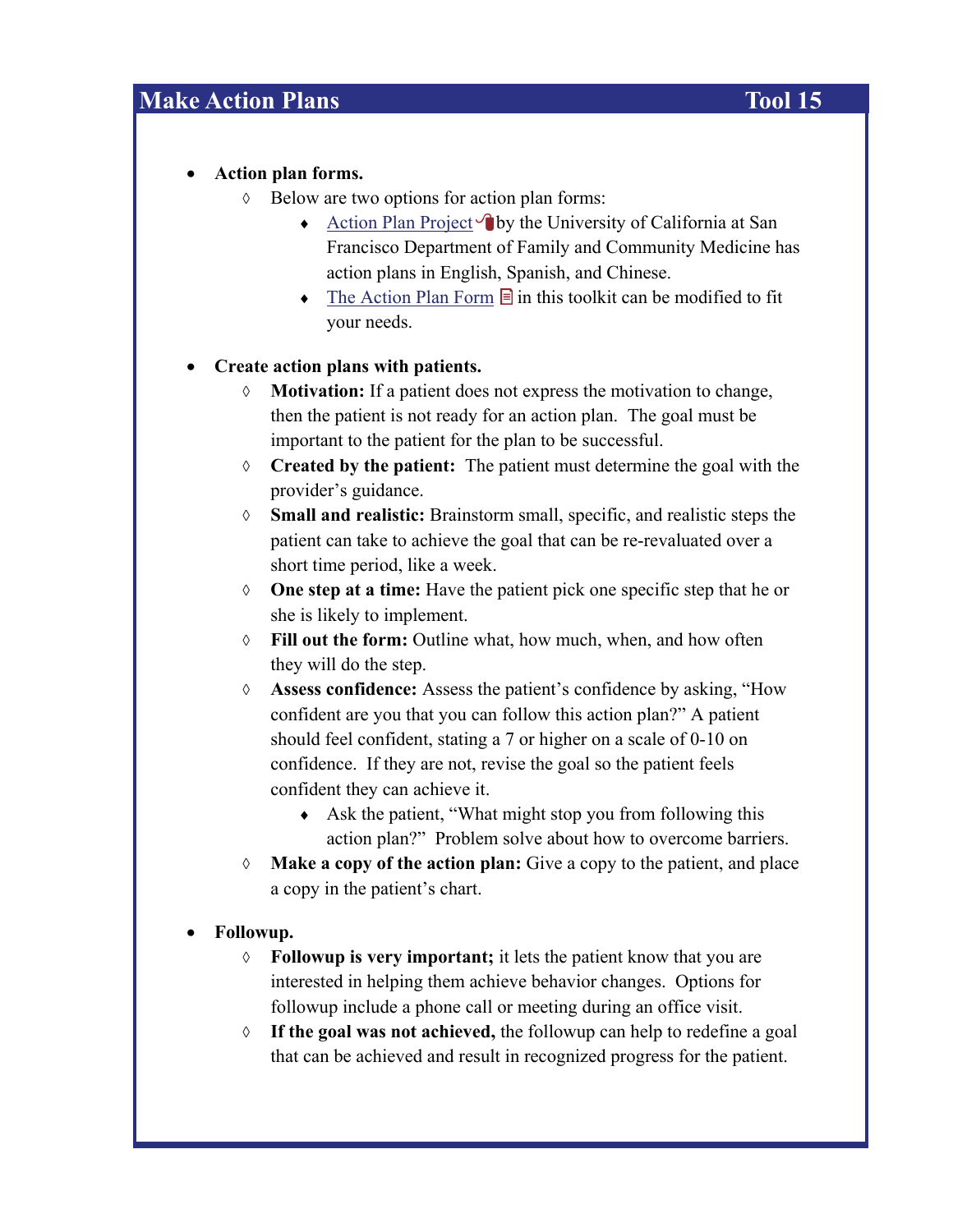## Make Action Plans — Tool 15

- **Action plan forms.**
  - Below are two options for action plan forms:
    - Action Plan Project by the University of California at San Francisco Department of Family and Community Medicine has action plans in English, Spanish, and Chinese.
    - The Action Plan Form in this toolkit can be modified to fit your needs.

- **Create action plans with patients.**
  - **Motivation:** If a patient does not express the motivation to change, then the patient is not ready for an action plan. The goal must be important to the patient for the plan to be successful.
  - **Created by the patient:** The patient must determine the goal with the provider's guidance.
  - **Small and realistic:** Brainstorm small, specific, and realistic steps the patient can take to achieve the goal that can be re-revaluated over a short time period, like a week.
  - **One step at a time:** Have the patient pick one specific step that he or she is likely to implement.
  - **Fill out the form:** Outline what, how much, when, and how often they will do the step.
  - **Assess confidence:** Assess the patient's confidence by asking, "How confident are you that you can follow this action plan?" A patient should feel confident, stating a 7 or higher on a scale of 0-10 on confidence. If they are not, revise the goal so the patient feels confident they can achieve it.
    - Ask the patient, "What might stop you from following this action plan?" Problem solve about how to overcome barriers.
  - **Make a copy of the action plan:** Give a copy to the patient, and place a copy in the patient's chart.

- **Followup.**
  - **Followup is very important;** it lets the patient know that you are interested in helping them achieve behavior changes. Options for followup include a phone call or meeting during an office visit.
  - **If the goal was not achieved,** the followup can help to redefine a goal that can be achieved and result in recognized progress for the patient.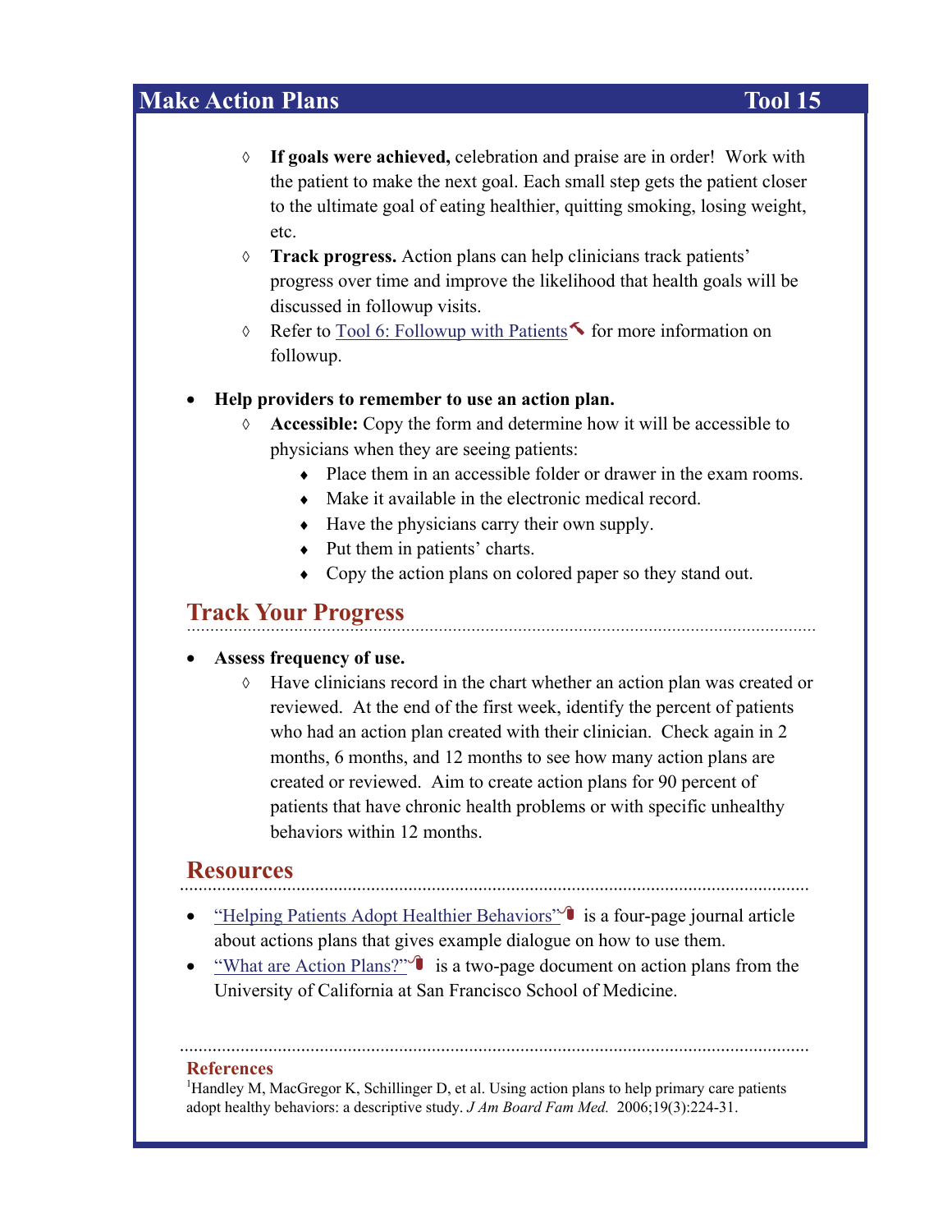- **If goals were achieved,** celebration and praise are in order! Work with the patient to make the next goal. Each small step gets the patient closer to the ultimate goal of eating healthier, quitting smoking, losing weight, etc.
- **Track progress.** Action plans can help clinicians track patients' progress over time and improve the likelihood that health goals will be discussed in followup visits.
- Refer to Tool 6: Followup with Patients for more information on followup.

- **Help providers to remember to use an action plan.**
  - **Accessible:** Copy the form and determine how it will be accessible to physicians when they are seeing patients:
    - Place them in an accessible folder or drawer in the exam rooms.
    - Make it available in the electronic medical record.
    - Have the physicians carry their own supply.
    - Put them in patients' charts.
    - Copy the action plans on colored paper so they stand out.

## Track Your Progress

- **Assess frequency of use.**
  - Have clinicians record in the chart whether an action plan was created or reviewed. At the end of the first week, identify the percent of patients who had an action plan created with their clinician. Check again in 2 months, 6 months, and 12 months to see how many action plans are created or reviewed. Aim to create action plans for 90 percent of patients that have chronic health problems or with specific unhealthy behaviors within 12 months.

## Resources

- "Helping Patients Adopt Healthier Behaviors" is a four-page journal article about actions plans that gives example dialogue on how to use them.
- "What are Action Plans?" is a two-page document on action plans from the University of California at San Francisco School of Medicine.

**References**

[1]Handley M, MacGregor K, Schillinger D, et al. Using action plans to help primary care patients adopt healthy behaviors: a descriptive study. *J Am Board Fam Med.* 2006;19(3):224-31.